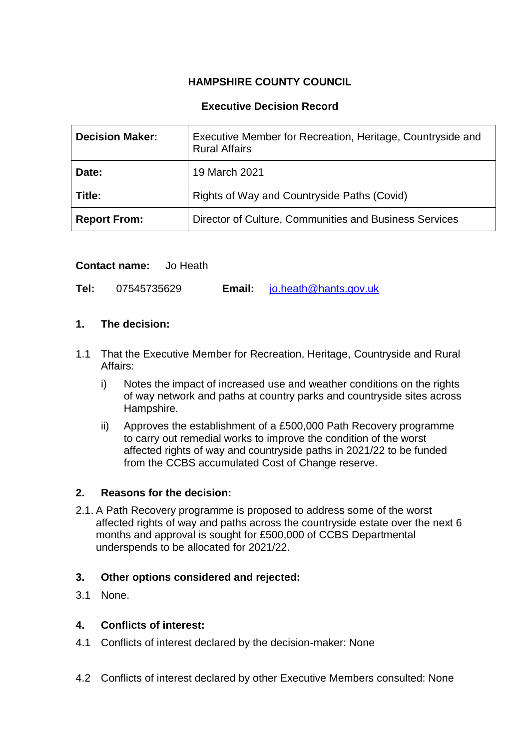**HAMPSHIRE COUNTY COUNCIL**

**Executive Decision Record**

| **Decision Maker:** | Executive Member for Recreation, Heritage, Countryside and Rural Affairs |
|---|---|
| **Date:** | 19 March 2021 |
| **Title:** | Rights of Way and Countryside Paths (Covid) |
| **Report From:** | Director of Culture, Communities and Business Services |

**Contact name:** Jo Heath

**Tel:** 07545735629 **Email:** jo.heath@hants.gov.uk

## 1. The decision:

1.1 That the Executive Member for Recreation, Heritage, Countryside and Rural Affairs:

i) Notes the impact of increased use and weather conditions on the rights of way network and paths at country parks and countryside sites across Hampshire.

ii) Approves the establishment of a £500,000 Path Recovery programme to carry out remedial works to improve the condition of the worst affected rights of way and countryside paths in 2021/22 to be funded from the CCBS accumulated Cost of Change reserve.

## 2. Reasons for the decision:

2.1. A Path Recovery programme is proposed to address some of the worst affected rights of way and paths across the countryside estate over the next 6 months and approval is sought for £500,000 of CCBS Departmental underspends to be allocated for 2021/22.

## 3. Other options considered and rejected:

3.1 None.

## 4. Conflicts of interest:

4.1 Conflicts of interest declared by the decision-maker: None

4.2 Conflicts of interest declared by other Executive Members consulted: None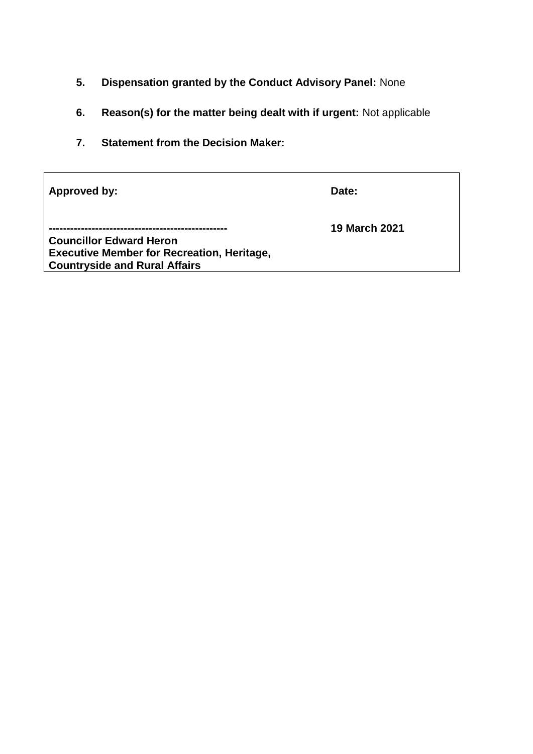5. **Dispensation granted by the Conduct Advisory Panel:** None

6. **Reason(s) for the matter being dealt with if urgent:** Not applicable

7. **Statement from the Decision Maker:**

| | |
|---|---|
| **Approved by:** | **Date:** |
| **-------------------------------------------------**<br>**Councillor Edward Heron**<br>**Executive Member for Recreation, Heritage, Countryside and Rural Affairs** | **19 March 2021** |